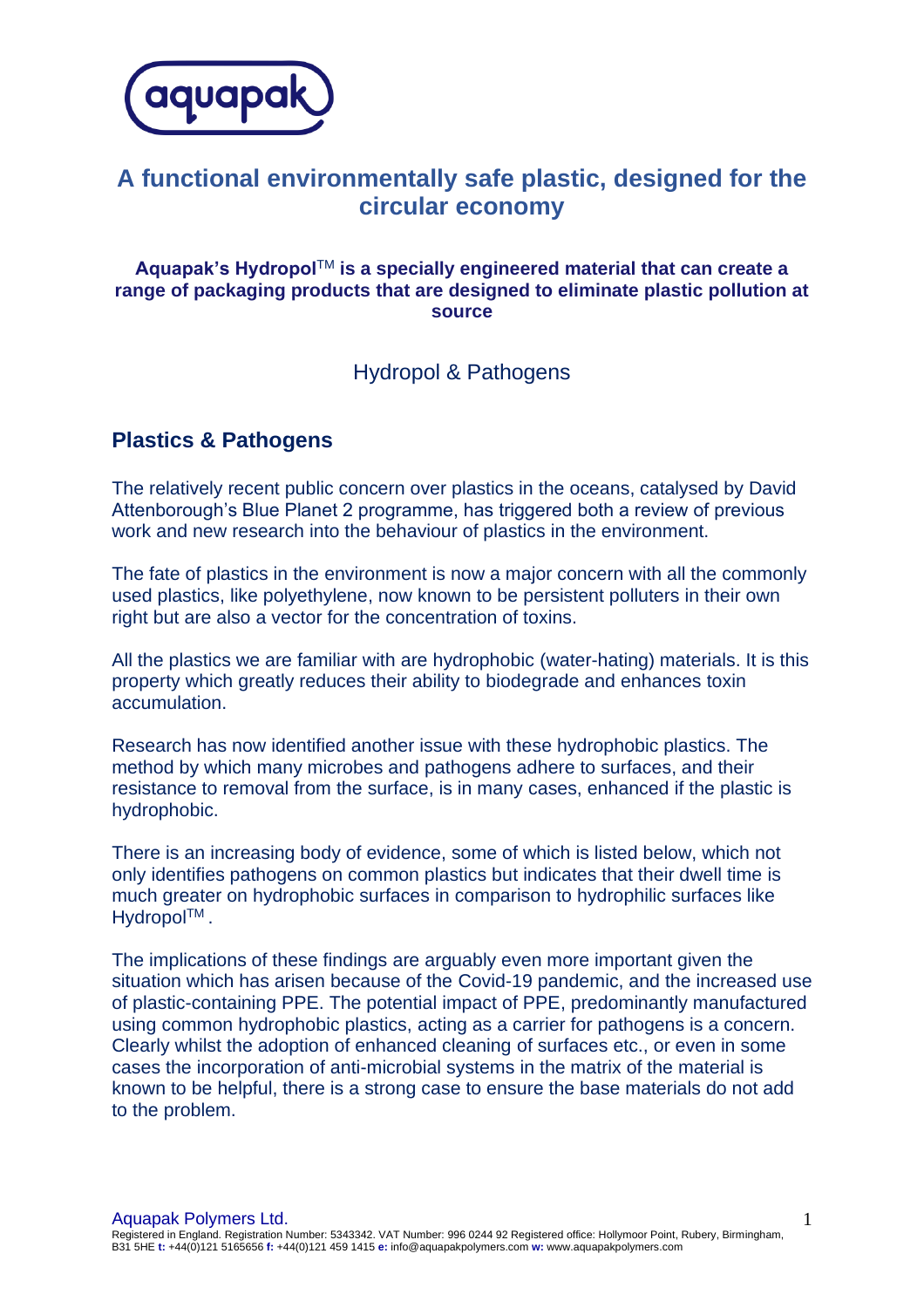# A functional environmentally safe plastic, designed for the circular economy

**Aquapak's Hydropol™ is a specially engineered material that can create a range of packaging products that are designed to eliminate plastic pollution at source**

Hydropol & Pathogens

## Plastics & Pathogens

The relatively recent public concern over plastics in the oceans, catalysed by David Attenborough's Blue Planet 2 programme, has triggered both a review of previous work and new research into the behaviour of plastics in the environment.

The fate of plastics in the environment is now a major concern with all the commonly used plastics, like polyethylene, now known to be persistent polluters in their own right but are also a vector for the concentration of toxins.

All the plastics we are familiar with are hydrophobic (water-hating) materials. It is this property which greatly reduces their ability to biodegrade and enhances toxin accumulation.

Research has now identified another issue with these hydrophobic plastics. The method by which many microbes and pathogens adhere to surfaces, and their resistance to removal from the surface, is in many cases, enhanced if the plastic is hydrophobic.

There is an increasing body of evidence, some of which is listed below, which not only identifies pathogens on common plastics but indicates that their dwell time is much greater on hydrophobic surfaces in comparison to hydrophilic surfaces like Hydropol™ .

The implications of these findings are arguably even more important given the situation which has arisen because of the Covid-19 pandemic, and the increased use of plastic-containing PPE. The potential impact of PPE, predominantly manufactured using common hydrophobic plastics, acting as a carrier for pathogens is a concern. Clearly whilst the adoption of enhanced cleaning of surfaces etc., or even in some cases the incorporation of anti-microbial systems in the matrix of the material is known to be helpful, there is a strong case to ensure the base materials do not add to the problem.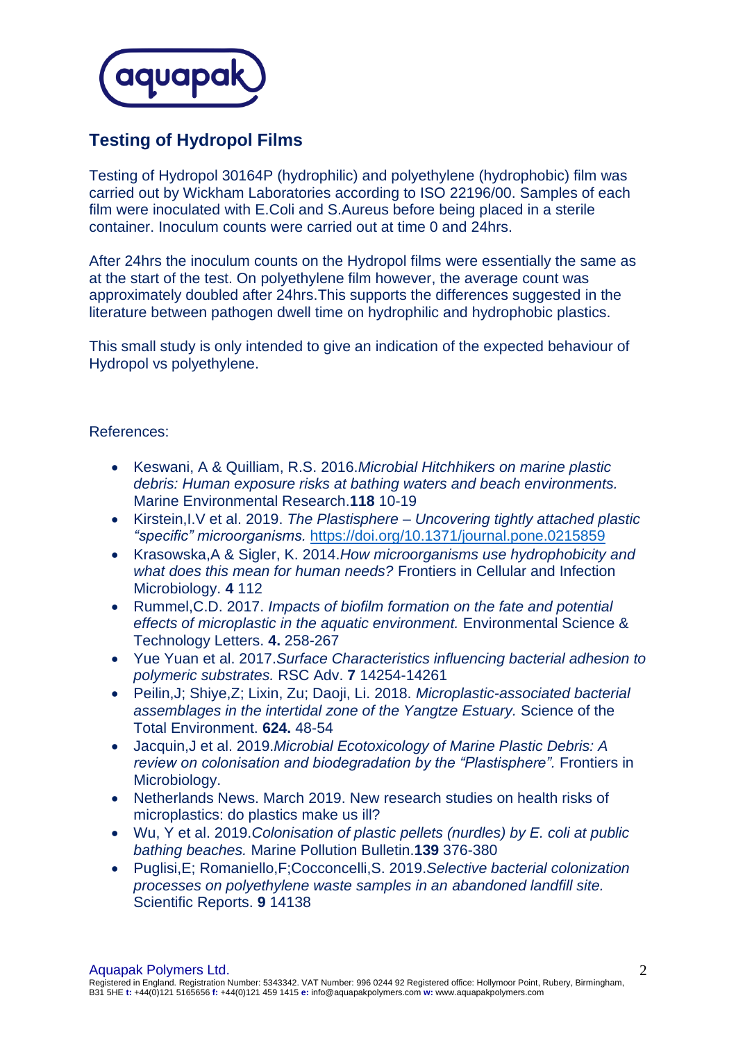## Testing of Hydropol Films

Testing of Hydropol 30164P (hydrophilic) and polyethylene (hydrophobic) film was carried out by Wickham Laboratories according to ISO 22196/00. Samples of each film were inoculated with E.Coli and S.Aureus before being placed in a sterile container. Inoculum counts were carried out at time 0 and 24hrs.

After 24hrs the inoculum counts on the Hydropol films were essentially the same as at the start of the test. On polyethylene film however, the average count was approximately doubled after 24hrs.This supports the differences suggested in the literature between pathogen dwell time on hydrophilic and hydrophobic plastics.

This small study is only intended to give an indication of the expected behaviour of Hydropol vs polyethylene.

References:

- Keswani, A & Quilliam, R.S. 2016.*Microbial Hitchhikers on marine plastic debris: Human exposure risks at bathing waters and beach environments.* Marine Environmental Research.**118** 10-19
- Kirstein,I.V et al. 2019. *The Plastisphere – Uncovering tightly attached plastic "specific" microorganisms.* https://doi.org/10.1371/journal.pone.0215859
- Krasowska,A & Sigler, K. 2014.*How microorganisms use hydrophobicity and what does this mean for human needs?* Frontiers in Cellular and Infection Microbiology. **4** 112
- Rummel,C.D. 2017. *Impacts of biofilm formation on the fate and potential effects of microplastic in the aquatic environment.* Environmental Science & Technology Letters. **4.** 258-267
- Yue Yuan et al. 2017.*Surface Characteristics influencing bacterial adhesion to polymeric substrates.* RSC Adv. **7** 14254-14261
- Peilin,J; Shiye,Z; Lixin, Zu; Daoji, Li. 2018. *Microplastic-associated bacterial assemblages in the intertidal zone of the Yangtze Estuary.* Science of the Total Environment. **624.** 48-54
- Jacquin,J et al. 2019.*Microbial Ecotoxicology of Marine Plastic Debris: A review on colonisation and biodegradation by the "Plastisphere".* Frontiers in Microbiology.
- Netherlands News. March 2019. New research studies on health risks of microplastics: do plastics make us ill?
- Wu, Y et al. 2019.*Colonisation of plastic pellets (nurdles) by E. coli at public bathing beaches.* Marine Pollution Bulletin.**139** 376-380
- Puglisi,E; Romaniello,F;Cocconcelli,S. 2019.*Selective bacterial colonization processes on polyethylene waste samples in an abandoned landfill site.* Scientific Reports. **9** 14138

Aquapak Polymers Ltd.
Registered in England. Registration Number: 5343342. VAT Number: 996 0244 92 Registered office: Hollymoor Point, Rubery, Birmingham, B31 5HE **t:** +44(0)121 5165656 **f:** +44(0)121 459 1415 **e:** info@aquapakpolymers.com **w:** www.aquapakpolymers.com